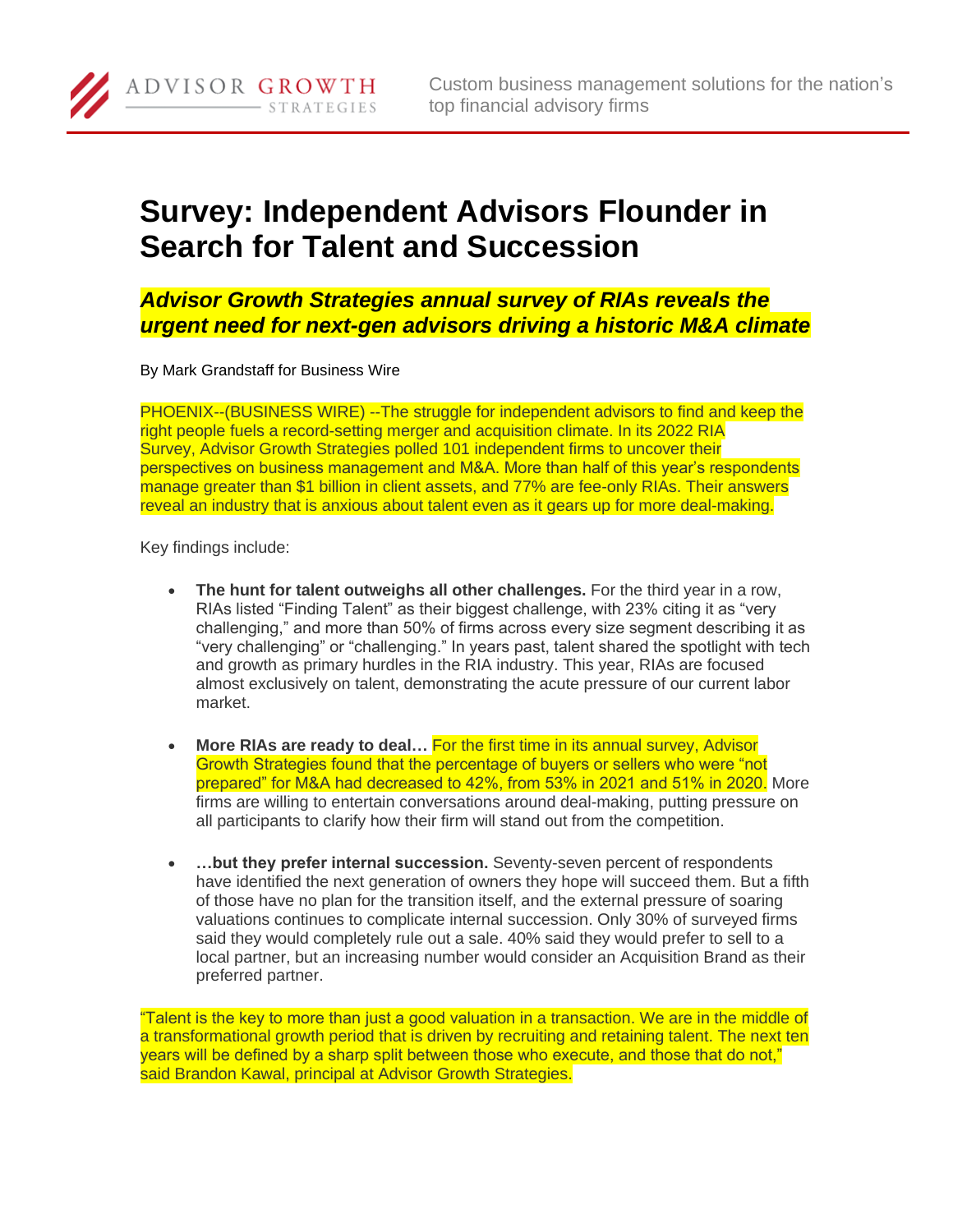# Survey: Independent Advisors Flounder in Search for Talent and Succession

### *Advisor Growth Strategies annual survey of RIAs reveals the urgent need for next-gen advisors driving a historic M&A climate*

By Mark Grandstaff for Business Wire

PHOENIX--(BUSINESS WIRE) --The struggle for independent advisors to find and keep the right people fuels a record-setting merger and acquisition climate. In its 2022 RIA Survey, Advisor Growth Strategies polled 101 independent firms to uncover their perspectives on business management and M&A. More than half of this year's respondents manage greater than $1 billion in client assets, and 77% are fee-only RIAs. Their answers reveal an industry that is anxious about talent even as it gears up for more deal-making.

Key findings include:

- **The hunt for talent outweighs all other challenges.** For the third year in a row, RIAs listed "Finding Talent" as their biggest challenge, with 23% citing it as "very challenging," and more than 50% of firms across every size segment describing it as "very challenging" or "challenging." In years past, talent shared the spotlight with tech and growth as primary hurdles in the RIA industry. This year, RIAs are focused almost exclusively on talent, demonstrating the acute pressure of our current labor market.

- **More RIAs are ready to deal…** For the first time in its annual survey, Advisor Growth Strategies found that the percentage of buyers or sellers who were "not prepared" for M&A had decreased to 42%, from 53% in 2021 and 51% in 2020. More firms are willing to entertain conversations around deal-making, putting pressure on all participants to clarify how their firm will stand out from the competition.

- **…but they prefer internal succession.** Seventy-seven percent of respondents have identified the next generation of owners they hope will succeed them. But a fifth of those have no plan for the transition itself, and the external pressure of soaring valuations continues to complicate internal succession. Only 30% of surveyed firms said they would completely rule out a sale. 40% said they would prefer to sell to a local partner, but an increasing number would consider an Acquisition Brand as their preferred partner.

"Talent is the key to more than just a good valuation in a transaction. We are in the middle of a transformational growth period that is driven by recruiting and retaining talent. The next ten years will be defined by a sharp split between those who execute, and those that do not," said Brandon Kawal, principal at Advisor Growth Strategies.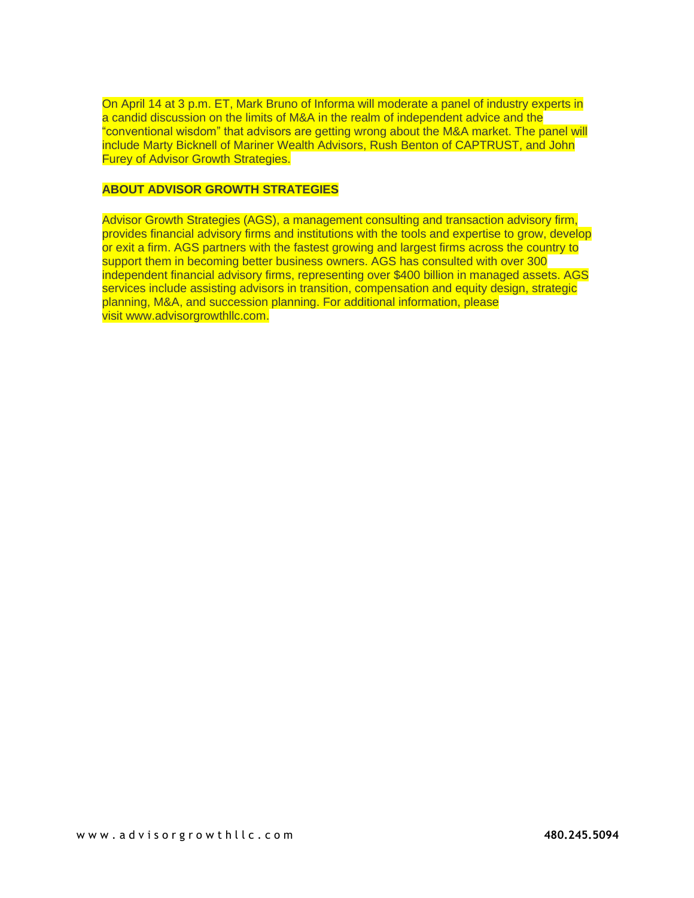On April 14 at 3 p.m. ET, Mark Bruno of Informa will moderate a panel of industry experts in a candid discussion on the limits of M&A in the realm of independent advice and the "conventional wisdom" that advisors are getting wrong about the M&A market. The panel will include Marty Bicknell of Mariner Wealth Advisors, Rush Benton of CAPTRUST, and John Furey of Advisor Growth Strategies.

**ABOUT ADVISOR GROWTH STRATEGIES**

Advisor Growth Strategies (AGS), a management consulting and transaction advisory firm, provides financial advisory firms and institutions with the tools and expertise to grow, develop or exit a firm. AGS partners with the fastest growing and largest firms across the country to support them in becoming better business owners. AGS has consulted with over 300 independent financial advisory firms, representing over $400 billion in managed assets. AGS services include assisting advisors in transition, compensation and equity design, strategic planning, M&A, and succession planning. For additional information, please visit www.advisorgrowthllc.com.